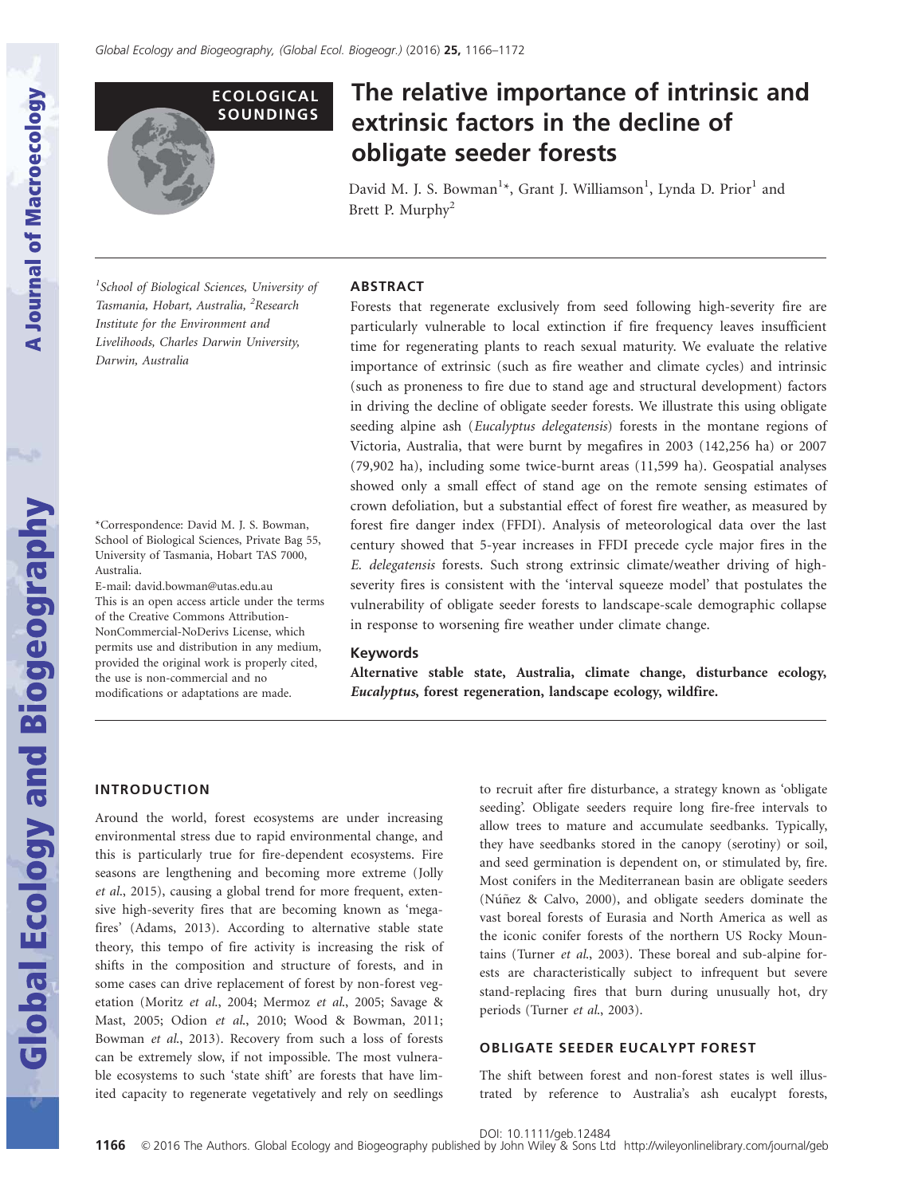ECOLOGICAL SOUNDINGS

# The relative importance of intrinsic and extrinsic factors in the decline of obligate seeder forests

David M. J. S. Bowman[1*], Grant J. Williamson[1], Lynda D. Prior[1] and Brett P. Murphy[2]

[1]School of Biological Sciences, University of Tasmania, Hobart, Australia, [2]Research Institute for the Environment and Livelihoods, Charles Darwin University, Darwin, Australia

*Correspondence: David M. J. S. Bowman, School of Biological Sciences, Private Bag 55, University of Tasmania, Hobart TAS 7000, Australia.
E-mail: david.bowman@utas.edu.au
This is an open access article under the terms of the Creative Commons Attribution-NonCommercial-NoDerivs License, which permits use and distribution in any medium, provided the original work is properly cited, the use is non-commercial and no modifications or adaptations are made.

## ABSTRACT

Forests that regenerate exclusively from seed following high-severity fire are particularly vulnerable to local extinction if fire frequency leaves insufficient time for regenerating plants to reach sexual maturity. We evaluate the relative importance of extrinsic (such as fire weather and climate cycles) and intrinsic (such as proneness to fire due to stand age and structural development) factors in driving the decline of obligate seeder forests. We illustrate this using obligate seeding alpine ash (*Eucalyptus delegatensis*) forests in the montane regions of Victoria, Australia, that were burnt by megafires in 2003 (142,256 ha) or 2007 (79,902 ha), including some twice-burnt areas (11,599 ha). Geospatial analyses showed only a small effect of stand age on the remote sensing estimates of crown defoliation, but a substantial effect of forest fire weather, as measured by forest fire danger index (FFDI). Analysis of meteorological data over the last century showed that 5-year increases in FFDI precede cycle major fires in the *E. delegatensis* forests. Such strong extrinsic climate/weather driving of high-severity fires is consistent with the 'interval squeeze model' that postulates the vulnerability of obligate seeder forests to landscape-scale demographic collapse in response to worsening fire weather under climate change.

### Keywords

**Alternative stable state, Australia, climate change, disturbance ecology, *Eucalyptus*, forest regeneration, landscape ecology, wildfire.**

## INTRODUCTION

Around the world, forest ecosystems are under increasing environmental stress due to rapid environmental change, and this is particularly true for fire-dependent ecosystems. Fire seasons are lengthening and becoming more extreme (Jolly *et al*., 2015), causing a global trend for more frequent, extensive high-severity fires that are becoming known as 'megafires' (Adams, 2013). According to alternative stable state theory, this tempo of fire activity is increasing the risk of shifts in the composition and structure of forests, and in some cases can drive replacement of forest by non-forest vegetation (Moritz *et al*., 2004; Mermoz *et al*., 2005; Savage & Mast, 2005; Odion *et al*., 2010; Wood & Bowman, 2011; Bowman *et al*., 2013). Recovery from such a loss of forests can be extremely slow, if not impossible. The most vulnerable ecosystems to such 'state shift' are forests that have limited capacity to regenerate vegetatively and rely on seedlings to recruit after fire disturbance, a strategy known as 'obligate seeding'. Obligate seeders require long fire-free intervals to allow trees to mature and accumulate seedbanks. Typically, they have seedbanks stored in the canopy (serotiny) or soil, and seed germination is dependent on, or stimulated by, fire. Most conifers in the Mediterranean basin are obligate seeders (Núñez & Calvo, 2000), and obligate seeders dominate the vast boreal forests of Eurasia and North America as well as the iconic conifer forests of the northern US Rocky Mountains (Turner *et al*., 2003). These boreal and sub-alpine forests are characteristically subject to infrequent but severe stand-replacing fires that burn during unusually hot, dry periods (Turner *et al*., 2003).

## OBLIGATE SEEDER EUCALYPT FOREST

The shift between forest and non-forest states is well illustrated by reference to Australia's ash eucalypt forests,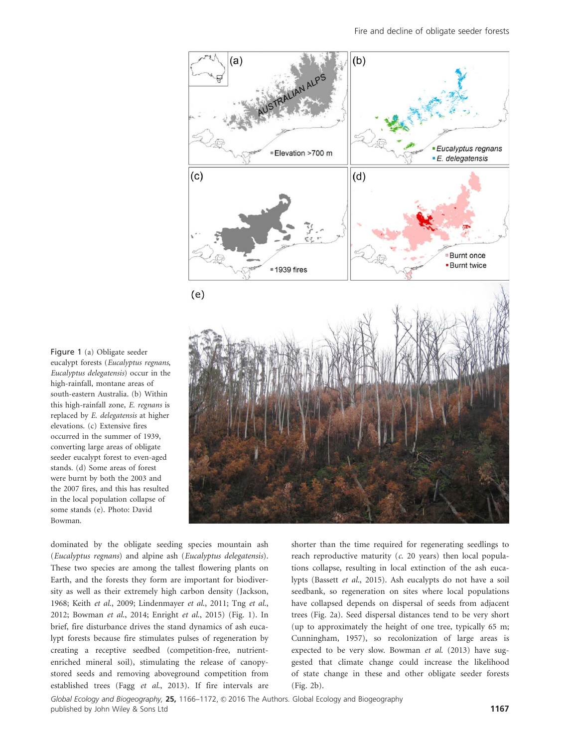Figure 1 (a) Obligate seeder eucalypt forests (*Eucalyptus regnans*, *Eucalyptus delegatensis*) occur in the high-rainfall, montane areas of south-eastern Australia. (b) Within this high-rainfall zone, *E. regnans* is replaced by *E. delegatensis* at higher elevations. (c) Extensive fires occurred in the summer of 1939, converting large areas of obligate seeder eucalypt forest to even-aged stands. (d) Some areas of forest were burnt by both the 2003 and the 2007 fires, and this has resulted in the local population collapse of some stands (e). Photo: David Bowman.

dominated by the obligate seeding species mountain ash (*Eucalyptus regnans*) and alpine ash (*Eucalyptus delegatensis*). These two species are among the tallest flowering plants on Earth, and the forests they form are important for biodiversity as well as their extremely high carbon density (Jackson, 1968; Keith *et al.*, 2009; Lindenmayer *et al.*, 2011; Tng *et al.*, 2012; Bowman *et al.*, 2014; Enright *et al.*, 2015) (Fig. 1). In brief, fire disturbance drives the stand dynamics of ash eucalypt forests because fire stimulates pulses of regeneration by creating a receptive seedbed (competition-free, nutrient-enriched mineral soil), stimulating the release of canopy-stored seeds and removing aboveground competition from established trees (Fagg *et al.*, 2013). If fire intervals are shorter than the time required for regenerating seedlings to reach reproductive maturity (*c.* 20 years) then local populations collapse, resulting in local extinction of the ash eucalypts (Bassett *et al.*, 2015). Ash eucalypts do not have a soil seedbank, so regeneration on sites where local populations have collapsed depends on dispersal of seeds from adjacent trees (Fig. 2a). Seed dispersal distances tend to be very short (up to approximately the height of one tree, typically 65 m; Cunningham, 1957), so recolonization of large areas is expected to be very slow. Bowman *et al.* (2013) have suggested that climate change could increase the likelihood of state change in these and other obligate seeder forests (Fig. 2b).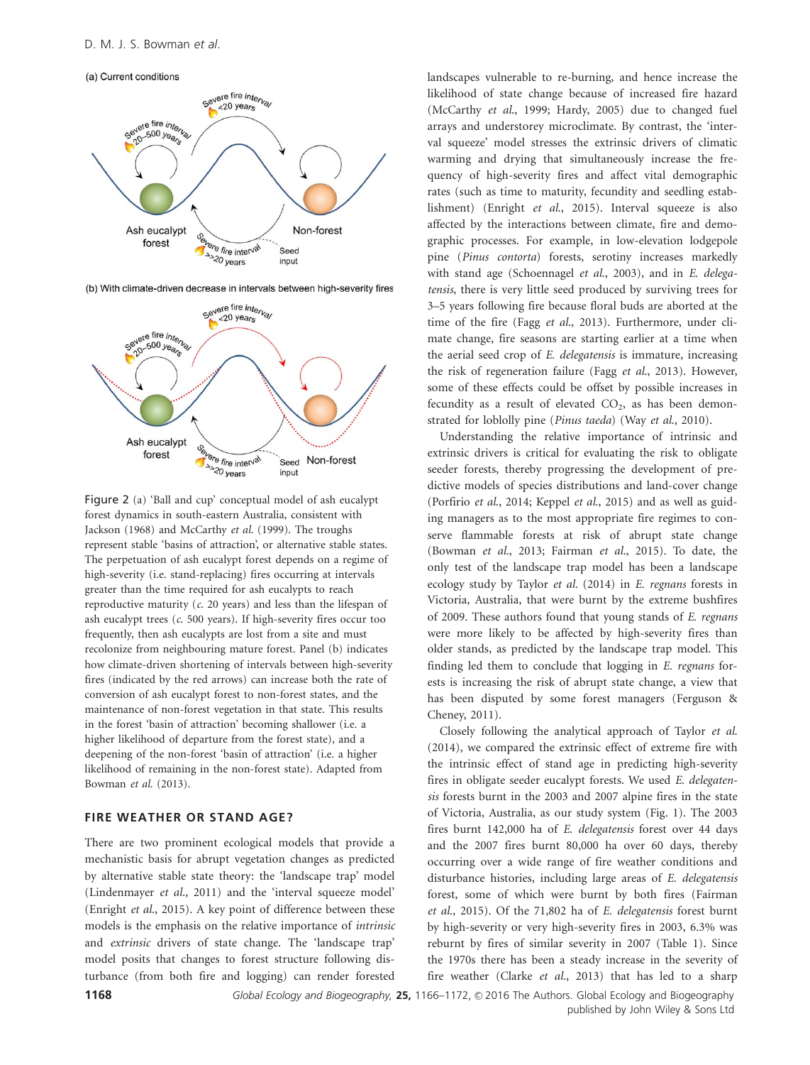Figure 2 (a) 'Ball and cup' conceptual model of ash eucalypt forest dynamics in south-eastern Australia, consistent with Jackson (1968) and McCarthy *et al.* (1999). The troughs represent stable 'basins of attraction', or alternative stable states. The perpetuation of ash eucalypt forest depends on a regime of high-severity (i.e. stand-replacing) fires occurring at intervals greater than the time required for ash eucalypts to reach reproductive maturity (*c.* 20 years) and less than the lifespan of ash eucalypt trees (*c.* 500 years). If high-severity fires occur too frequently, then ash eucalypts are lost from a site and must recolonize from neighbouring mature forest. Panel (b) indicates how climate-driven shortening of intervals between high-severity fires (indicated by the red arrows) can increase both the rate of conversion of ash eucalypt forest to non-forest states, and the maintenance of non-forest vegetation in that state. This results in the forest 'basin of attraction' becoming shallower (i.e. a higher likelihood of departure from the forest state), and a deepening of the non-forest 'basin of attraction' (i.e. a higher likelihood of remaining in the non-forest state). Adapted from Bowman *et al.* (2013).

## FIRE WEATHER OR STAND AGE?

There are two prominent ecological models that provide a mechanistic basis for abrupt vegetation changes as predicted by alternative stable state theory: the 'landscape trap' model (Lindenmayer *et al.*, 2011) and the 'interval squeeze model' (Enright *et al.*, 2015). A key point of difference between these models is the emphasis on the relative importance of *intrinsic* and *extrinsic* drivers of state change. The 'landscape trap' model posits that changes to forest structure following disturbance (from both fire and logging) can render forested landscapes vulnerable to re-burning, and hence increase the likelihood of state change because of increased fire hazard (McCarthy *et al.*, 1999; Hardy, 2005) due to changed fuel arrays and understorey microclimate. By contrast, the 'interval squeeze' model stresses the extrinsic drivers of climatic warming and drying that simultaneously increase the frequency of high-severity fires and affect vital demographic rates (such as time to maturity, fecundity and seedling establishment) (Enright *et al.*, 2015). Interval squeeze is also affected by the interactions between climate, fire and demographic processes. For example, in low-elevation lodgepole pine (*Pinus contorta*) forests, serotiny increases markedly with stand age (Schoennagel *et al.*, 2003), and in *E. delegatensis*, there is very little seed produced by surviving trees for 3–5 years following fire because floral buds are aborted at the time of the fire (Fagg *et al.*, 2013). Furthermore, under climate change, fire seasons are starting earlier at a time when the aerial seed crop of *E. delegatensis* is immature, increasing the risk of regeneration failure (Fagg *et al.*, 2013). However, some of these effects could be offset by possible increases in fecundity as a result of elevated $CO_2$, as has been demonstrated for loblolly pine (*Pinus taeda*) (Way *et al.*, 2010).

Understanding the relative importance of intrinsic and extrinsic drivers is critical for evaluating the risk to obligate seeder forests, thereby progressing the development of predictive models of species distributions and land-cover change (Porfirio *et al.*, 2014; Keppel *et al.*, 2015) and as well as guiding managers as to the most appropriate fire regimes to conserve flammable forests at risk of abrupt state change (Bowman *et al.*, 2013; Fairman *et al.*, 2015). To date, the only test of the landscape trap model has been a landscape ecology study by Taylor *et al.* (2014) in *E. regnans* forests in Victoria, Australia, that were burnt by the extreme bushfires of 2009. These authors found that young stands of *E. regnans* were more likely to be affected by high-severity fires than older stands, as predicted by the landscape trap model. This finding led them to conclude that logging in *E. regnans* forests is increasing the risk of abrupt state change, a view that has been disputed by some forest managers (Ferguson & Cheney, 2011).

Closely following the analytical approach of Taylor *et al.* (2014), we compared the extrinsic effect of extreme fire with the intrinsic effect of stand age in predicting high-severity fires in obligate seeder eucalypt forests. We used *E. delegatensis* forests burnt in the 2003 and 2007 alpine fires in the state of Victoria, Australia, as our study system (Fig. 1). The 2003 fires burnt 142,000 ha of *E. delegatensis* forest over 44 days and the 2007 fires burnt 80,000 ha over 60 days, thereby occurring over a wide range of fire weather conditions and disturbance histories, including large areas of *E. delegatensis* forest, some of which were burnt by both fires (Fairman *et al.*, 2015). Of the 71,802 ha of *E. delegatensis* forest burnt by high-severity or very high-severity fires in 2003, 6.3% was reburnt by fires of similar severity in 2007 (Table 1). Since the 1970s there has been a steady increase in the severity of fire weather (Clarke *et al.*, 2013) that has led to a sharp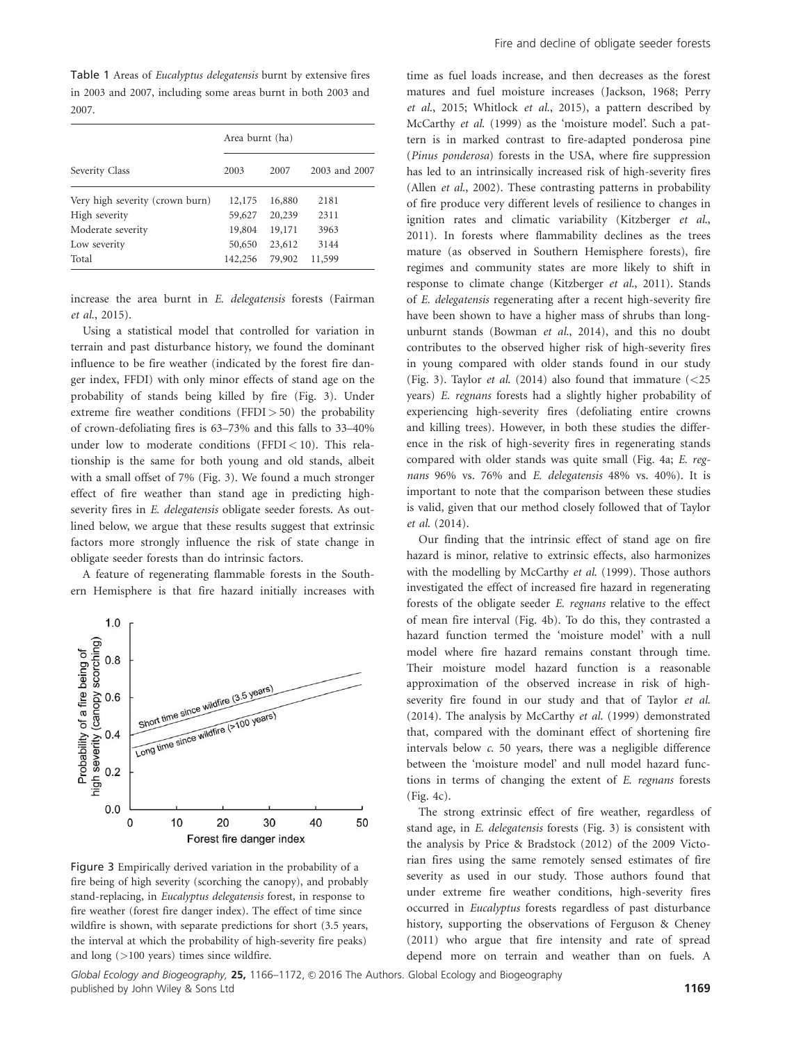Table 1 Areas of *Eucalyptus delegatensis* burnt by extensive fires in 2003 and 2007, including some areas burnt in both 2003 and 2007.

| Severity Class | Area burnt (ha) | | |
|---|---|---|---|
| | 2003 | 2007 | 2003 and 2007 |
| Very high severity (crown burn) | 12,175 | 16,880 | 2181 |
| High severity | 59,627 | 20,239 | 2311 |
| Moderate severity | 19,804 | 19,171 | 3963 |
| Low severity | 50,650 | 23,612 | 3144 |
| Total | 142,256 | 79,902 | 11,599 |

increase the area burnt in *E. delegatensis* forests (Fairman *et al.*, 2015).

Using a statistical model that controlled for variation in terrain and past disturbance history, we found the dominant influence to be fire weather (indicated by the forest fire danger index, FFDI) with only minor effects of stand age on the probability of stands being killed by fire (Fig. 3). Under extreme fire weather conditions (FFDI > 50) the probability of crown-defoliating fires is 63–73% and this falls to 33–40% under low to moderate conditions (FFDI < 10). This relationship is the same for both young and old stands, albeit with a small offset of 7% (Fig. 3). We found a much stronger effect of fire weather than stand age in predicting high-severity fires in *E. delegatensis* obligate seeder forests. As outlined below, we argue that these results suggest that extrinsic factors more strongly influence the risk of state change in obligate seeder forests than do intrinsic factors.

A feature of regenerating flammable forests in the Southern Hemisphere is that fire hazard initially increases with time as fuel loads increase, and then decreases as the forest matures and fuel moisture increases (Jackson, 1968; Perry *et al.*, 2015; Whitlock *et al.*, 2015), a pattern described by McCarthy *et al.* (1999) as the 'moisture model'. Such a pattern is in marked contrast to fire-adapted ponderosa pine (*Pinus ponderosa*) forests in the USA, where fire suppression has led to an intrinsically increased risk of high-severity fires (Allen *et al.*, 2002). These contrasting patterns in probability of fire produce very different levels of resilience to changes in ignition rates and climatic variability (Kitzberger *et al.*, 2011). In forests where flammability declines as the trees mature (as observed in Southern Hemisphere forests), fire regimes and community states are more likely to shift in response to climate change (Kitzberger *et al.*, 2011). Stands of *E. delegatensis* regenerating after a recent high-severity fire have been shown to have a higher mass of shrubs than long-unburnt stands (Bowman *et al.*, 2014), and this no doubt contributes to the observed higher risk of high-severity fires in young compared with older stands found in our study (Fig. 3). Taylor *et al.* (2014) also found that immature (<25 years) *E. regnans* forests had a slightly higher probability of experiencing high-severity fires (defoliating entire crowns and killing trees). However, in both these studies the difference in the risk of high-severity fires in regenerating stands compared with older stands was quite small (Fig. 4a; *E. regnans* 96% vs. 76% and *E. delegatensis* 48% vs. 40%). It is important to note that the comparison between these studies is valid, given that our method closely followed that of Taylor *et al.* (2014).

Figure 3 Empirically derived variation in the probability of a fire being of high severity (scorching the canopy), and probably stand-replacing, in *Eucalyptus delegatensis* forest, in response to fire weather (forest fire danger index). The effect of time since wildfire is shown, with separate predictions for short (3.5 years, the interval at which the probability of high-severity fire peaks) and long (>100 years) times since wildfire.

Our finding that the intrinsic effect of stand age on fire hazard is minor, relative to extrinsic effects, also harmonizes with the modelling by McCarthy *et al.* (1999). Those authors investigated the effect of increased fire hazard in regenerating forests of the obligate seeder *E. regnans* relative to the effect of mean fire interval (Fig. 4b). To do this, they contrasted a hazard function termed the 'moisture model' with a null model where fire hazard remains constant through time. Their moisture model hazard function is a reasonable approximation of the observed increase in risk of high-severity fire found in our study and that of Taylor *et al.* (2014). The analysis by McCarthy *et al.* (1999) demonstrated that, compared with the dominant effect of shortening fire intervals below *c.* 50 years, there was a negligible difference between the 'moisture model' and null model hazard functions in terms of changing the extent of *E. regnans* forests (Fig. 4c).

The strong extrinsic effect of fire weather, regardless of stand age, in *E. delegatensis* forests (Fig. 3) is consistent with the analysis by Price & Bradstock (2012) of the 2009 Victorian fires using the same remotely sensed estimates of fire severity as used in our study. Those authors found that under extreme fire weather conditions, high-severity fires occurred in *Eucalyptus* forests regardless of past disturbance history, supporting the observations of Ferguson & Cheney (2011) who argue that fire intensity and rate of spread depend more on terrain and weather than on fuels. A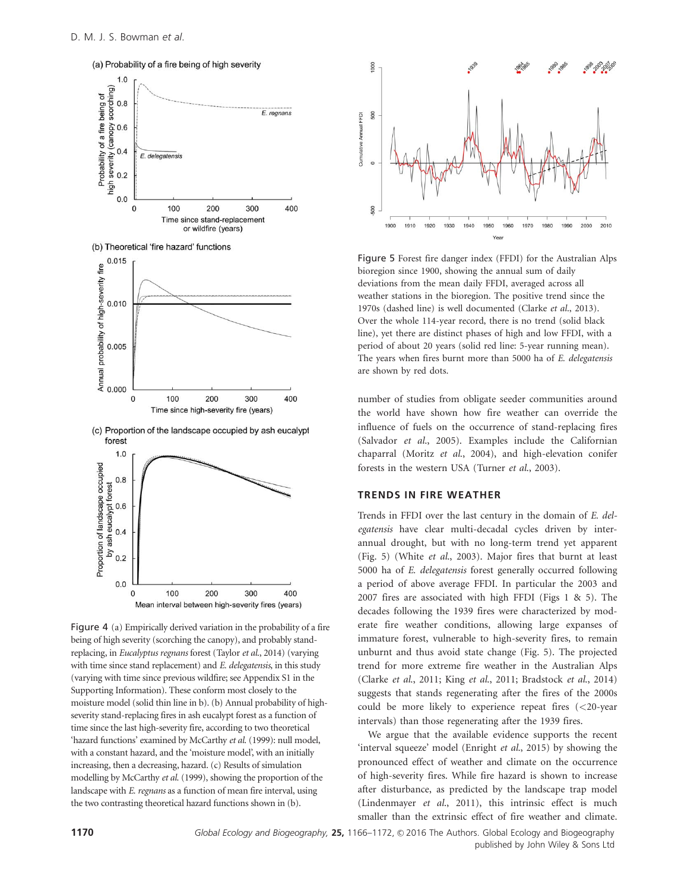Figure 4 (a) Empirically derived variation in the probability of a fire being of high severity (scorching the canopy), and probably stand-replacing, in *Eucalyptus regnans* forest (Taylor *et al*., 2014) (varying with time since stand replacement) and *E. delegatensis*, in this study (varying with time since previous wildfire; see Appendix S1 in the Supporting Information). These conform most closely to the moisture model (solid thin line in b). (b) Annual probability of high-severity stand-replacing fires in ash eucalypt forest as a function of time since the last high-severity fire, according to two theoretical 'hazard functions' examined by McCarthy *et al*. (1999): null model, with a constant hazard, and the 'moisture model', with an initially increasing, then a decreasing, hazard. (c) Results of simulation modelling by McCarthy *et al*. (1999), showing the proportion of the landscape with *E. regnans* as a function of mean fire interval, using the two contrasting theoretical hazard functions shown in (b).

Figure 5 Forest fire danger index (FFDI) for the Australian Alps bioregion since 1900, showing the annual sum of daily deviations from the mean daily FFDI, averaged across all weather stations in the bioregion. The positive trend since the 1970s (dashed line) is well documented (Clarke *et al*., 2013). Over the whole 114-year record, there is no trend (solid black line), yet there are distinct phases of high and low FFDI, with a period of about 20 years (solid red line: 5-year running mean). The years when fires burnt more than 5000 ha of *E. delegatensis* are shown by red dots.

number of studies from obligate seeder communities around the world have shown how fire weather can override the influence of fuels on the occurrence of stand-replacing fires (Salvador *et al*., 2005). Examples include the Californian chaparral (Moritz *et al*., 2004), and high-elevation conifer forests in the western USA (Turner *et al*., 2003).

## TRENDS IN FIRE WEATHER

Trends in FFDI over the last century in the domain of *E. delegatensis* have clear multi-decadal cycles driven by inter-annual drought, but with no long-term trend yet apparent (Fig. 5) (White *et al*., 2003). Major fires that burnt at least 5000 ha of *E. delegatensis* forest generally occurred following a period of above average FFDI. In particular the 2003 and 2007 fires are associated with high FFDI (Figs 1 & 5). The decades following the 1939 fires were characterized by moderate fire weather conditions, allowing large expanses of immature forest, vulnerable to high-severity fires, to remain unburnt and thus avoid state change (Fig. 5). The projected trend for more extreme fire weather in the Australian Alps (Clarke *et al*., 2011; King *et al*., 2011; Bradstock *et al*., 2014) suggests that stands regenerating after the fires of the 2000s could be more likely to experience repeat fires (<20-year intervals) than those regenerating after the 1939 fires.

We argue that the available evidence supports the recent 'interval squeeze' model (Enright *et al*., 2015) by showing the pronounced effect of weather and climate on the occurrence of high-severity fires. While fire hazard is shown to increase after disturbance, as predicted by the landscape trap model (Lindenmayer *et al*., 2011), this intrinsic effect is much smaller than the extrinsic effect of fire weather and climate.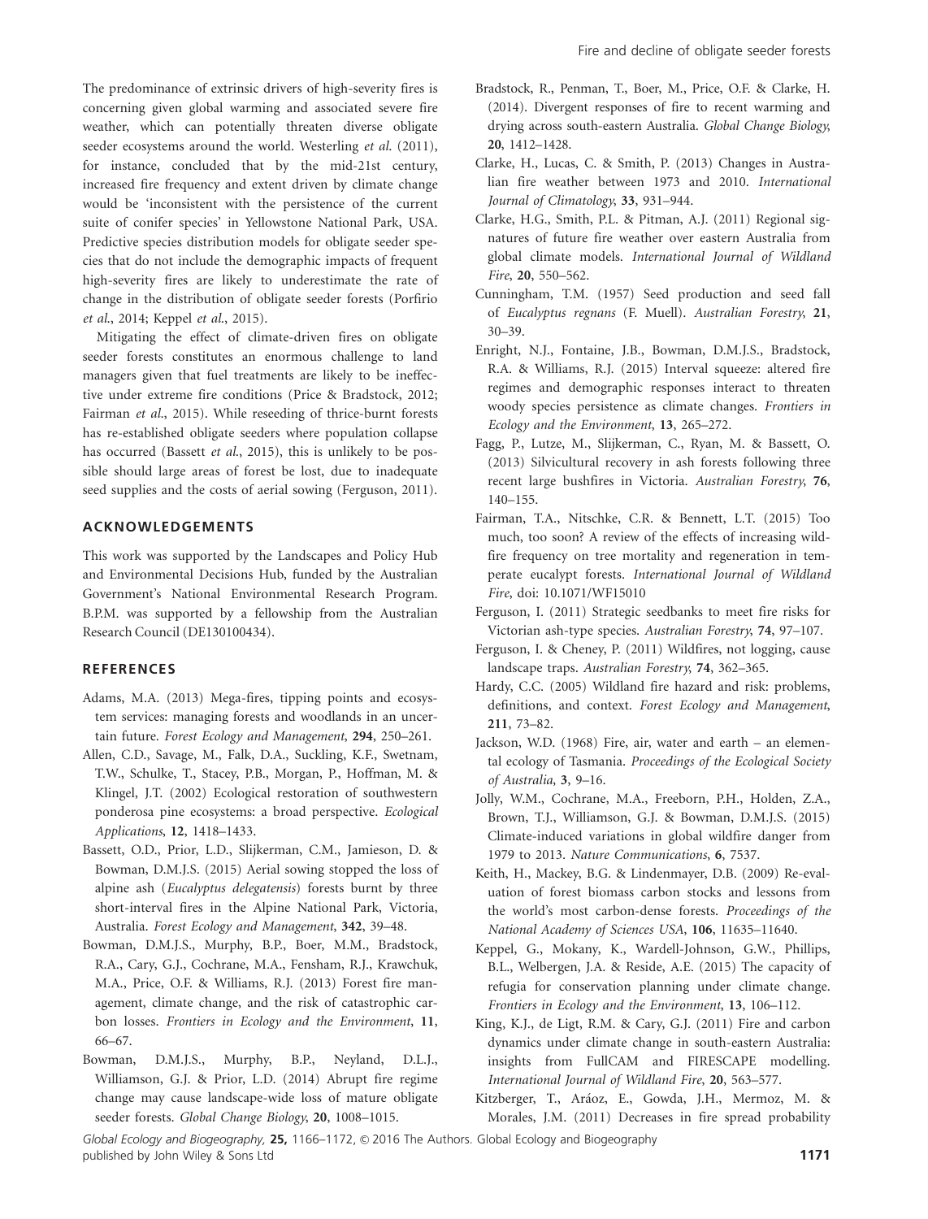The predominance of extrinsic drivers of high-severity fires is concerning given global warming and associated severe fire weather, which can potentially threaten diverse obligate seeder ecosystems around the world. Westerling *et al.* (2011), for instance, concluded that by the mid-21st century, increased fire frequency and extent driven by climate change would be 'inconsistent with the persistence of the current suite of conifer species' in Yellowstone National Park, USA. Predictive species distribution models for obligate seeder species that do not include the demographic impacts of frequent high-severity fires are likely to underestimate the rate of change in the distribution of obligate seeder forests (Porfirio *et al.*, 2014; Keppel *et al.*, 2015).

Mitigating the effect of climate-driven fires on obligate seeder forests constitutes an enormous challenge to land managers given that fuel treatments are likely to be ineffective under extreme fire conditions (Price & Bradstock, 2012; Fairman *et al.*, 2015). While reseeding of thrice-burnt forests has re-established obligate seeders where population collapse has occurred (Bassett *et al.*, 2015), this is unlikely to be possible should large areas of forest be lost, due to inadequate seed supplies and the costs of aerial sowing (Ferguson, 2011).

## ACKNOWLEDGEMENTS

This work was supported by the Landscapes and Policy Hub and Environmental Decisions Hub, funded by the Australian Government's National Environmental Research Program. B.P.M. was supported by a fellowship from the Australian Research Council (DE130100434).

## REFERENCES

Adams, M.A. (2013) Mega-fires, tipping points and ecosystem services: managing forests and woodlands in an uncertain future. *Forest Ecology and Management*, **294**, 250–261.

Allen, C.D., Savage, M., Falk, D.A., Suckling, K.F., Swetnam, T.W., Schulke, T., Stacey, P.B., Morgan, P., Hoffman, M. & Klingel, J.T. (2002) Ecological restoration of southwestern ponderosa pine ecosystems: a broad perspective. *Ecological Applications*, **12**, 1418–1433.

Bassett, O.D., Prior, L.D., Slijkerman, C.M., Jamieson, D. & Bowman, D.M.J.S. (2015) Aerial sowing stopped the loss of alpine ash (*Eucalyptus delegatensis*) forests burnt by three short-interval fires in the Alpine National Park, Victoria, Australia. *Forest Ecology and Management*, **342**, 39–48.

Bowman, D.M.J.S., Murphy, B.P., Boer, M.M., Bradstock, R.A., Cary, G.J., Cochrane, M.A., Fensham, R.J., Krawchuk, M.A., Price, O.F. & Williams, R.J. (2013) Forest fire management, climate change, and the risk of catastrophic carbon losses. *Frontiers in Ecology and the Environment*, **11**, 66–67.

Bowman, D.M.J.S., Murphy, B.P., Neyland, D.L.J., Williamson, G.J. & Prior, L.D. (2014) Abrupt fire regime change may cause landscape-wide loss of mature obligate seeder forests. *Global Change Biology*, **20**, 1008–1015.

Bradstock, R., Penman, T., Boer, M., Price, O.F. & Clarke, H. (2014). Divergent responses of fire to recent warming and drying across south-eastern Australia. *Global Change Biology*, **20**, 1412–1428.

Clarke, H., Lucas, C. & Smith, P. (2013) Changes in Australian fire weather between 1973 and 2010. *International Journal of Climatology*, **33**, 931–944.

Clarke, H.G., Smith, P.L. & Pitman, A.J. (2011) Regional signatures of future fire weather over eastern Australia from global climate models. *International Journal of Wildland Fire*, **20**, 550–562.

Cunningham, T.M. (1957) Seed production and seed fall of *Eucalyptus regnans* (F. Muell). *Australian Forestry*, **21**, 30–39.

Enright, N.J., Fontaine, J.B., Bowman, D.M.J.S., Bradstock, R.A. & Williams, R.J. (2015) Interval squeeze: altered fire regimes and demographic responses interact to threaten woody species persistence as climate changes. *Frontiers in Ecology and the Environment*, **13**, 265–272.

Fagg, P., Lutze, M., Slijkerman, C., Ryan, M. & Bassett, O. (2013) Silvicultural recovery in ash forests following three recent large bushfires in Victoria. *Australian Forestry*, **76**, 140–155.

Fairman, T.A., Nitschke, C.R. & Bennett, L.T. (2015) Too much, too soon? A review of the effects of increasing wildfire frequency on tree mortality and regeneration in temperate eucalypt forests. *International Journal of Wildland Fire*, doi: 10.1071/WF15010

Ferguson, I. (2011) Strategic seedbanks to meet fire risks for Victorian ash-type species. *Australian Forestry*, **74**, 97–107.

Ferguson, I. & Cheney, P. (2011) Wildfires, not logging, cause landscape traps. *Australian Forestry*, **74**, 362–365.

Hardy, C.C. (2005) Wildland fire hazard and risk: problems, definitions, and context. *Forest Ecology and Management*, **211**, 73–82.

Jackson, W.D. (1968) Fire, air, water and earth – an elemental ecology of Tasmania. *Proceedings of the Ecological Society of Australia*, **3**, 9–16.

Jolly, W.M., Cochrane, M.A., Freeborn, P.H., Holden, Z.A., Brown, T.J., Williamson, G.J. & Bowman, D.M.J.S. (2015) Climate-induced variations in global wildfire danger from 1979 to 2013. *Nature Communications*, **6**, 7537.

Keith, H., Mackey, B.G. & Lindenmayer, D.B. (2009) Re-evaluation of forest biomass carbon stocks and lessons from the world's most carbon-dense forests. *Proceedings of the National Academy of Sciences USA*, **106**, 11635–11640.

Keppel, G., Mokany, K., Wardell-Johnson, G.W., Phillips, B.L., Welbergen, J.A. & Reside, A.E. (2015) The capacity of refugia for conservation planning under climate change. *Frontiers in Ecology and the Environment*, **13**, 106–112.

King, K.J., de Ligt, R.M. & Cary, G.J. (2011) Fire and carbon dynamics under climate change in south-eastern Australia: insights from FullCAM and FIRESCAPE modelling. *International Journal of Wildland Fire*, **20**, 563–577.

Kitzberger, T., Aráoz, E., Gowda, J.H., Mermoz, M. & Morales, J.M. (2011) Decreases in fire spread probability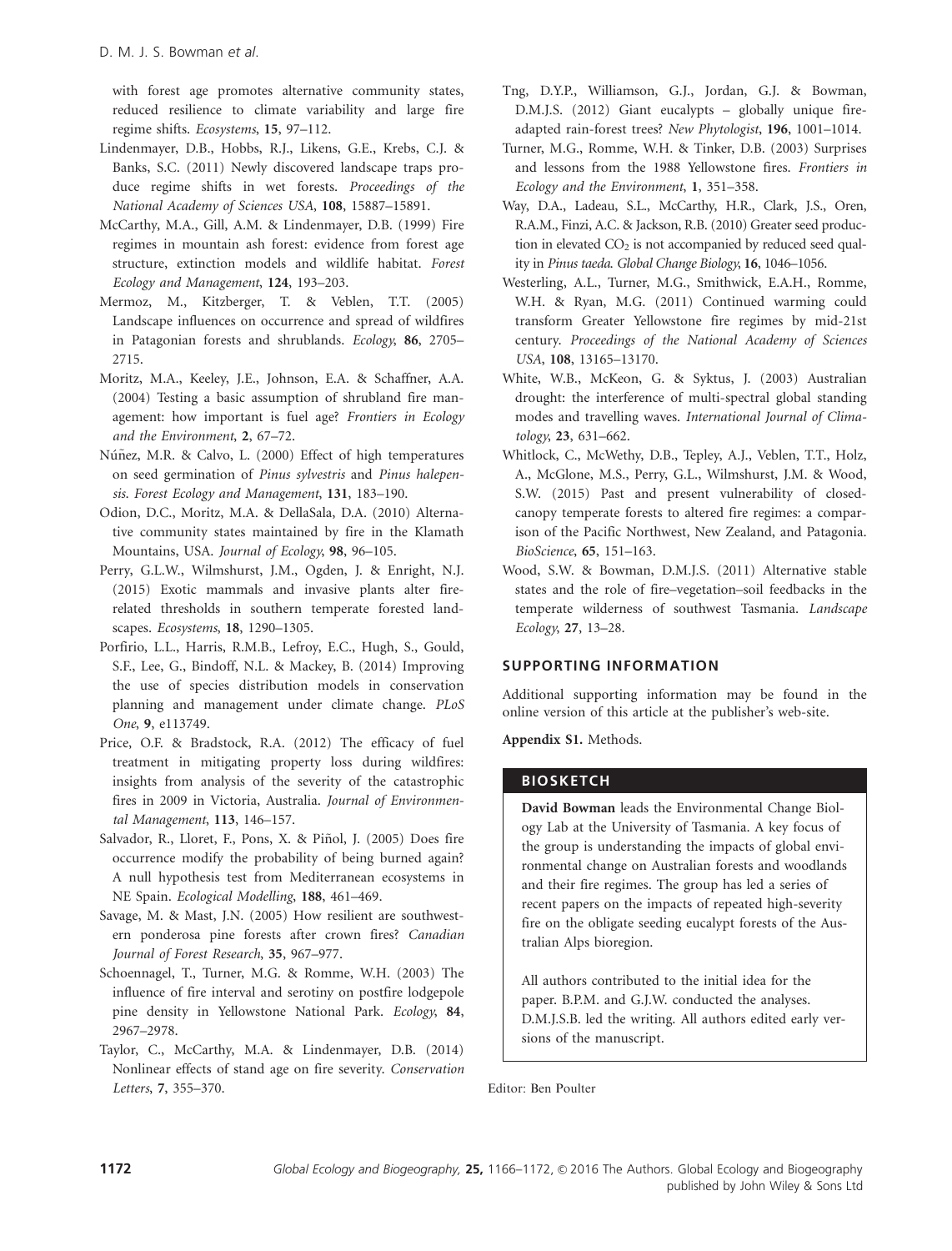with forest age promotes alternative community states, reduced resilience to climate variability and large fire regime shifts. *Ecosystems*, **15**, 97–112.

Lindenmayer, D.B., Hobbs, R.J., Likens, G.E., Krebs, C.J. & Banks, S.C. (2011) Newly discovered landscape traps produce regime shifts in wet forests. *Proceedings of the National Academy of Sciences USA*, **108**, 15887–15891.

McCarthy, M.A., Gill, A.M. & Lindenmayer, D.B. (1999) Fire regimes in mountain ash forest: evidence from forest age structure, extinction models and wildlife habitat. *Forest Ecology and Management*, **124**, 193–203.

Mermoz, M., Kitzberger, T. & Veblen, T.T. (2005) Landscape influences on occurrence and spread of wildfires in Patagonian forests and shrublands. *Ecology*, **86**, 2705–2715.

Moritz, M.A., Keeley, J.E., Johnson, E.A. & Schaffner, A.A. (2004) Testing a basic assumption of shrubland fire management: how important is fuel age? *Frontiers in Ecology and the Environment*, **2**, 67–72.

Núñez, M.R. & Calvo, L. (2000) Effect of high temperatures on seed germination of *Pinus sylvestris* and *Pinus halepensis*. *Forest Ecology and Management*, **131**, 183–190.

Odion, D.C., Moritz, M.A. & DellaSala, D.A. (2010) Alternative community states maintained by fire in the Klamath Mountains, USA. *Journal of Ecology*, **98**, 96–105.

Perry, G.L.W., Wilmshurst, J.M., Ogden, J. & Enright, N.J. (2015) Exotic mammals and invasive plants alter fire-related thresholds in southern temperate forested landscapes. *Ecosystems*, **18**, 1290–1305.

Porfirio, L.L., Harris, R.M.B., Lefroy, E.C., Hugh, S., Gould, S.F., Lee, G., Bindoff, N.L. & Mackey, B. (2014) Improving the use of species distribution models in conservation planning and management under climate change. *PLoS One*, **9**, e113749.

Price, O.F. & Bradstock, R.A. (2012) The efficacy of fuel treatment in mitigating property loss during wildfires: insights from analysis of the severity of the catastrophic fires in 2009 in Victoria, Australia. *Journal of Environmental Management*, **113**, 146–157.

Salvador, R., Lloret, F., Pons, X. & Piñol, J. (2005) Does fire occurrence modify the probability of being burned again? A null hypothesis test from Mediterranean ecosystems in NE Spain. *Ecological Modelling*, **188**, 461–469.

Savage, M. & Mast, J.N. (2005) How resilient are southwestern ponderosa pine forests after crown fires? *Canadian Journal of Forest Research*, **35**, 967–977.

Schoennagel, T., Turner, M.G. & Romme, W.H. (2003) The influence of fire interval and serotiny on postfire lodgepole pine density in Yellowstone National Park. *Ecology*, **84**, 2967–2978.

Taylor, C., McCarthy, M.A. & Lindenmayer, D.B. (2014) Nonlinear effects of stand age on fire severity. *Conservation Letters*, **7**, 355–370.

Tng, D.Y.P., Williamson, G.J., Jordan, G.J. & Bowman, D.M.J.S. (2012) Giant eucalypts – globally unique fire-adapted rain-forest trees? *New Phytologist*, **196**, 1001–1014.

Turner, M.G., Romme, W.H. & Tinker, D.B. (2003) Surprises and lessons from the 1988 Yellowstone fires. *Frontiers in Ecology and the Environment*, **1**, 351–358.

Way, D.A., Ladeau, S.L., McCarthy, H.R., Clark, J.S., Oren, R.A.M., Finzi, A.C. & Jackson, R.B. (2010) Greater seed production in elevated $CO_2$ is not accompanied by reduced seed quality in *Pinus taeda*. *Global Change Biology*, **16**, 1046–1056.

Westerling, A.L., Turner, M.G., Smithwick, E.A.H., Romme, W.H. & Ryan, M.G. (2011) Continued warming could transform Greater Yellowstone fire regimes by mid-21st century. *Proceedings of the National Academy of Sciences USA*, **108**, 13165–13170.

White, W.B., McKeon, G. & Syktus, J. (2003) Australian drought: the interference of multi-spectral global standing modes and travelling waves. *International Journal of Climatology*, **23**, 631–662.

Whitlock, C., McWethy, D.B., Tepley, A.J., Veblen, T.T., Holz, A., McGlone, M.S., Perry, G.L., Wilmshurst, J.M. & Wood, S.W. (2015) Past and present vulnerability of closed-canopy temperate forests to altered fire regimes: a comparison of the Pacific Northwest, New Zealand, and Patagonia. *BioScience*, **65**, 151–163.

Wood, S.W. & Bowman, D.M.J.S. (2011) Alternative stable states and the role of fire–vegetation–soil feedbacks in the temperate wilderness of southwest Tasmania. *Landscape Ecology*, **27**, 13–28.

## SUPPORTING INFORMATION

Additional supporting information may be found in the online version of this article at the publisher's web-site.

**Appendix S1.** Methods.

## BIOSKETCH

**David Bowman** leads the Environmental Change Biology Lab at the University of Tasmania. A key focus of the group is understanding the impacts of global environmental change on Australian forests and woodlands and their fire regimes. The group has led a series of recent papers on the impacts of repeated high-severity fire on the obligate seeding eucalypt forests of the Australian Alps bioregion.

All authors contributed to the initial idea for the paper. B.P.M. and G.J.W. conducted the analyses. D.M.J.S.B. led the writing. All authors edited early versions of the manuscript.

Editor: Ben Poulter